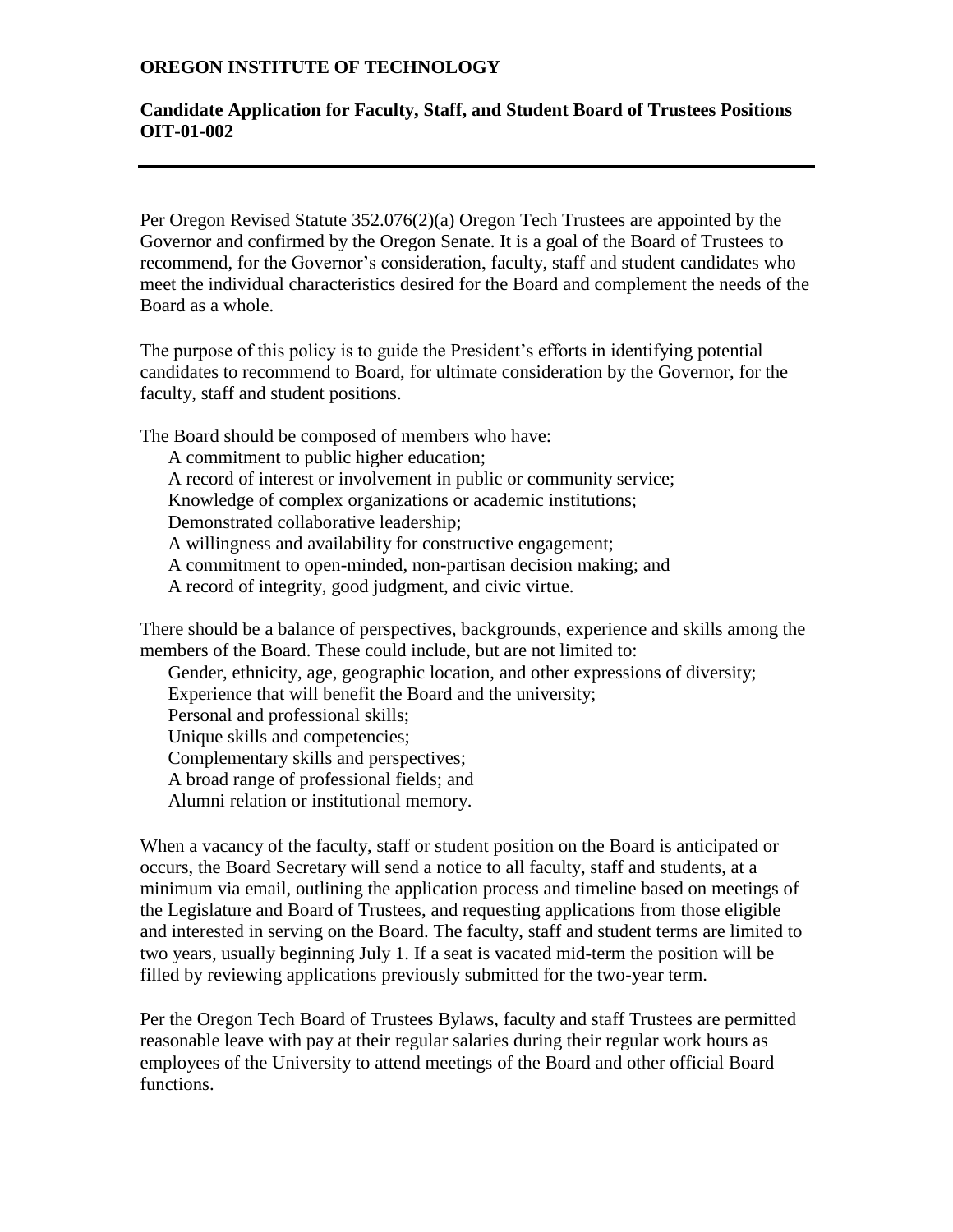**OREGON INSTITUTE OF TECHNOLOGY**

**Candidate Application for Faculty, Staff, and Student Board of Trustees Positions OIT-01-002**

---

Per Oregon Revised Statute 352.076(2)(a) Oregon Tech Trustees are appointed by the Governor and confirmed by the Oregon Senate. It is a goal of the Board of Trustees to recommend, for the Governor's consideration, faculty, staff and student candidates who meet the individual characteristics desired for the Board and complement the needs of the Board as a whole.

The purpose of this policy is to guide the President's efforts in identifying potential candidates to recommend to Board, for ultimate consideration by the Governor, for the faculty, staff and student positions.

The Board should be composed of members who have:

- A commitment to public higher education;
- A record of interest or involvement in public or community service;
- Knowledge of complex organizations or academic institutions;
- Demonstrated collaborative leadership;
- A willingness and availability for constructive engagement;
- A commitment to open-minded, non-partisan decision making; and
- A record of integrity, good judgment, and civic virtue.

There should be a balance of perspectives, backgrounds, experience and skills among the members of the Board. These could include, but are not limited to:

- Gender, ethnicity, age, geographic location, and other expressions of diversity;
- Experience that will benefit the Board and the university;
- Personal and professional skills;
- Unique skills and competencies;
- Complementary skills and perspectives;
- A broad range of professional fields; and
- Alumni relation or institutional memory.

When a vacancy of the faculty, staff or student position on the Board is anticipated or occurs, the Board Secretary will send a notice to all faculty, staff and students, at a minimum via email, outlining the application process and timeline based on meetings of the Legislature and Board of Trustees, and requesting applications from those eligible and interested in serving on the Board. The faculty, staff and student terms are limited to two years, usually beginning July 1. If a seat is vacated mid-term the position will be filled by reviewing applications previously submitted for the two-year term.

Per the Oregon Tech Board of Trustees Bylaws, faculty and staff Trustees are permitted reasonable leave with pay at their regular salaries during their regular work hours as employees of the University to attend meetings of the Board and other official Board functions.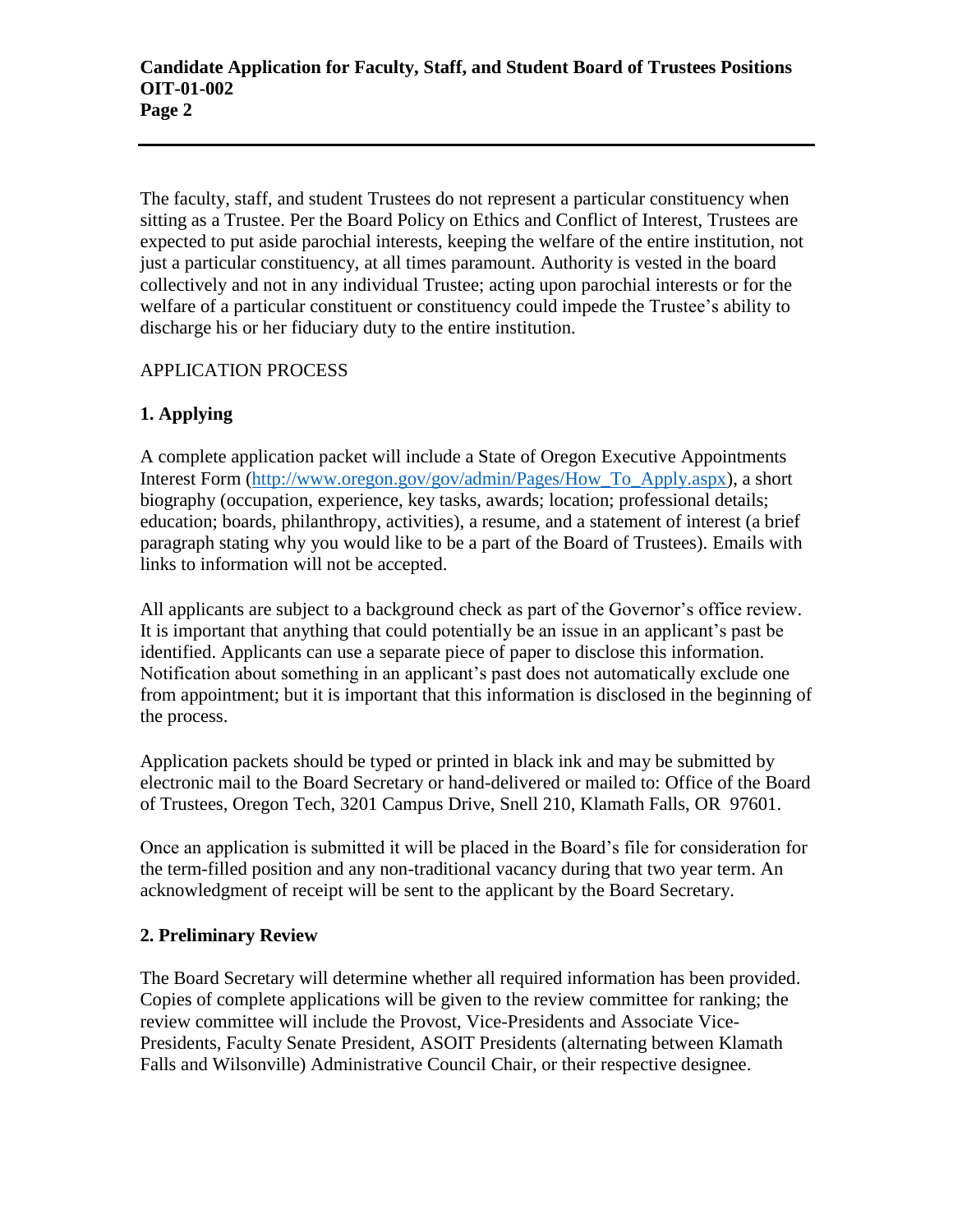The faculty, staff, and student Trustees do not represent a particular constituency when sitting as a Trustee. Per the Board Policy on Ethics and Conflict of Interest, Trustees are expected to put aside parochial interests, keeping the welfare of the entire institution, not just a particular constituency, at all times paramount. Authority is vested in the board collectively and not in any individual Trustee; acting upon parochial interests or for the welfare of a particular constituent or constituency could impede the Trustee's ability to discharge his or her fiduciary duty to the entire institution.

APPLICATION PROCESS

**1. Applying**

A complete application packet will include a State of Oregon Executive Appointments Interest Form (http://www.oregon.gov/gov/admin/Pages/How_To_Apply.aspx), a short biography (occupation, experience, key tasks, awards; location; professional details; education; boards, philanthropy, activities), a resume, and a statement of interest (a brief paragraph stating why you would like to be a part of the Board of Trustees). Emails with links to information will not be accepted.

All applicants are subject to a background check as part of the Governor's office review. It is important that anything that could potentially be an issue in an applicant's past be identified. Applicants can use a separate piece of paper to disclose this information. Notification about something in an applicant's past does not automatically exclude one from appointment; but it is important that this information is disclosed in the beginning of the process.

Application packets should be typed or printed in black ink and may be submitted by electronic mail to the Board Secretary or hand-delivered or mailed to: Office of the Board of Trustees, Oregon Tech, 3201 Campus Drive, Snell 210, Klamath Falls, OR 97601.

Once an application is submitted it will be placed in the Board's file for consideration for the term-filled position and any non-traditional vacancy during that two year term. An acknowledgment of receipt will be sent to the applicant by the Board Secretary.

**2. Preliminary Review**

The Board Secretary will determine whether all required information has been provided. Copies of complete applications will be given to the review committee for ranking; the review committee will include the Provost, Vice-Presidents and Associate Vice-Presidents, Faculty Senate President, ASOIT Presidents (alternating between Klamath Falls and Wilsonville) Administrative Council Chair, or their respective designee.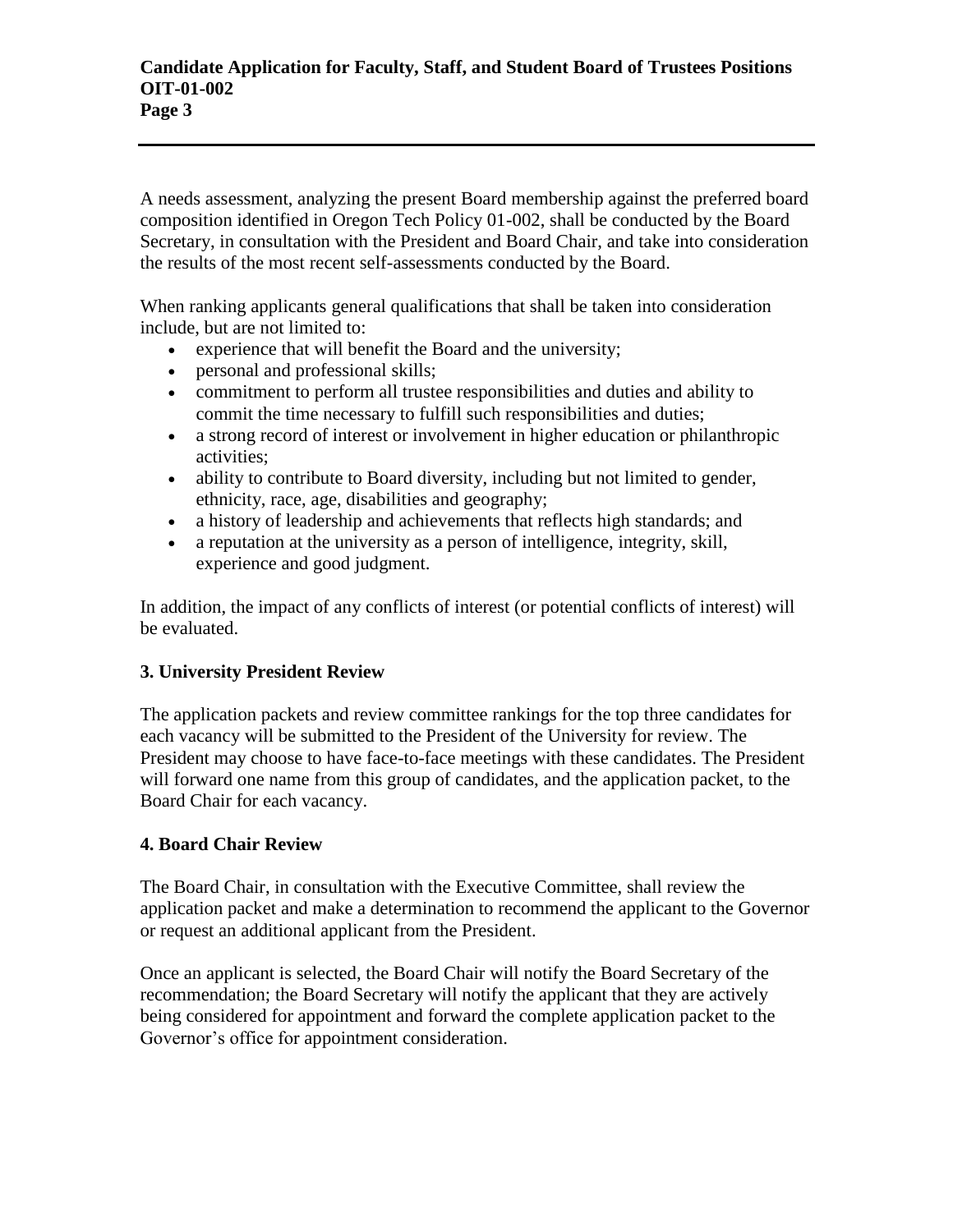A needs assessment, analyzing the present Board membership against the preferred board composition identified in Oregon Tech Policy 01-002, shall be conducted by the Board Secretary, in consultation with the President and Board Chair, and take into consideration the results of the most recent self-assessments conducted by the Board.

When ranking applicants general qualifications that shall be taken into consideration include, but are not limited to:

- experience that will benefit the Board and the university;
- personal and professional skills;
- commitment to perform all trustee responsibilities and duties and ability to commit the time necessary to fulfill such responsibilities and duties;
- a strong record of interest or involvement in higher education or philanthropic activities;
- ability to contribute to Board diversity, including but not limited to gender, ethnicity, race, age, disabilities and geography;
- a history of leadership and achievements that reflects high standards; and
- a reputation at the university as a person of intelligence, integrity, skill, experience and good judgment.

In addition, the impact of any conflicts of interest (or potential conflicts of interest) will be evaluated.

### 3. University President Review

The application packets and review committee rankings for the top three candidates for each vacancy will be submitted to the President of the University for review. The President may choose to have face-to-face meetings with these candidates. The President will forward one name from this group of candidates, and the application packet, to the Board Chair for each vacancy.

### 4. Board Chair Review

The Board Chair, in consultation with the Executive Committee, shall review the application packet and make a determination to recommend the applicant to the Governor or request an additional applicant from the President.

Once an applicant is selected, the Board Chair will notify the Board Secretary of the recommendation; the Board Secretary will notify the applicant that they are actively being considered for appointment and forward the complete application packet to the Governor's office for appointment consideration.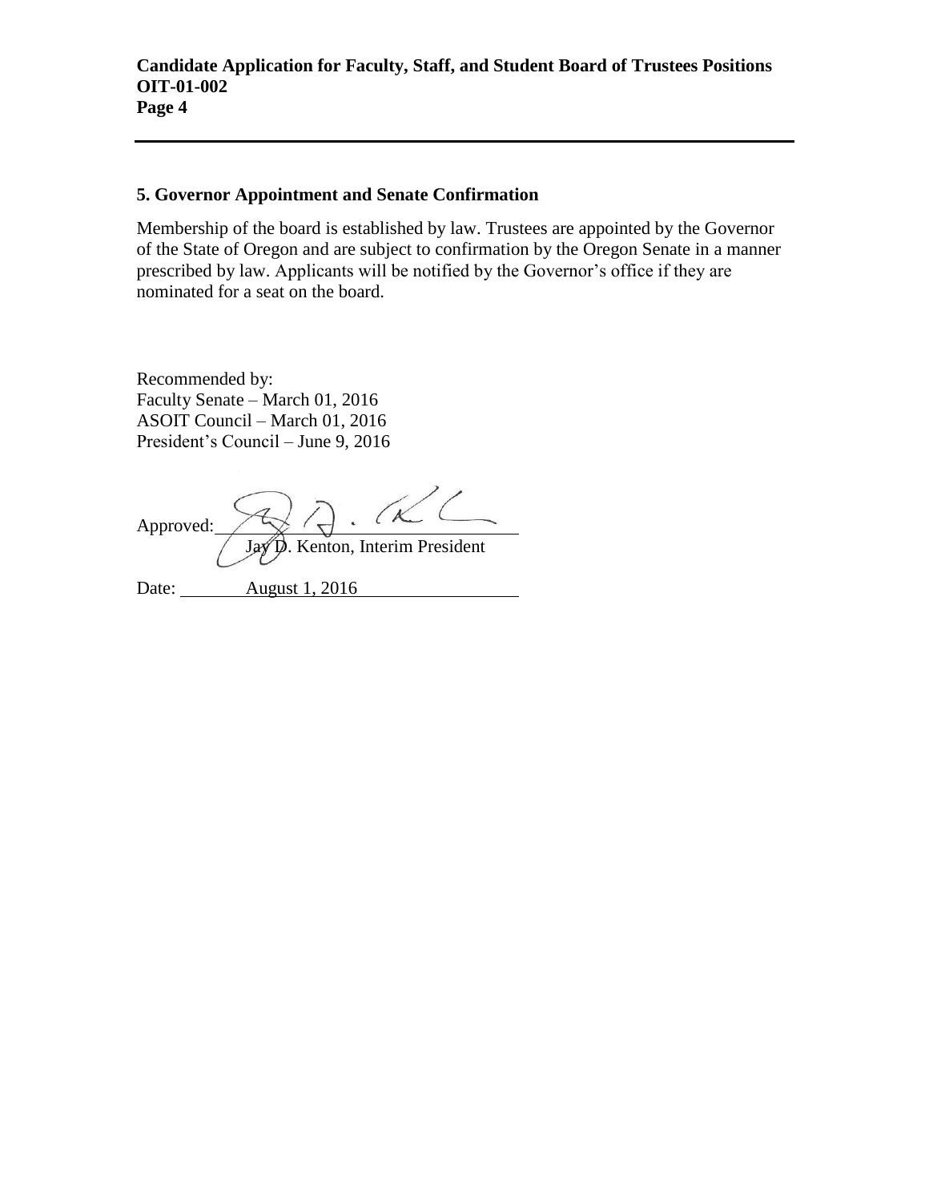## 5. Governor Appointment and Senate Confirmation

Membership of the board is established by law. Trustees are appointed by the Governor of the State of Oregon and are subject to confirmation by the Oregon Senate in a manner prescribed by law. Applicants will be notified by the Governor's office if they are nominated for a seat on the board.

Recommended by:
Faculty Senate – March 01, 2016
ASOIT Council – March 01, 2016
President's Council – June 9, 2016

Approved: ______________________________
Jay D. Kenton, Interim President

Date: August 1, 2016